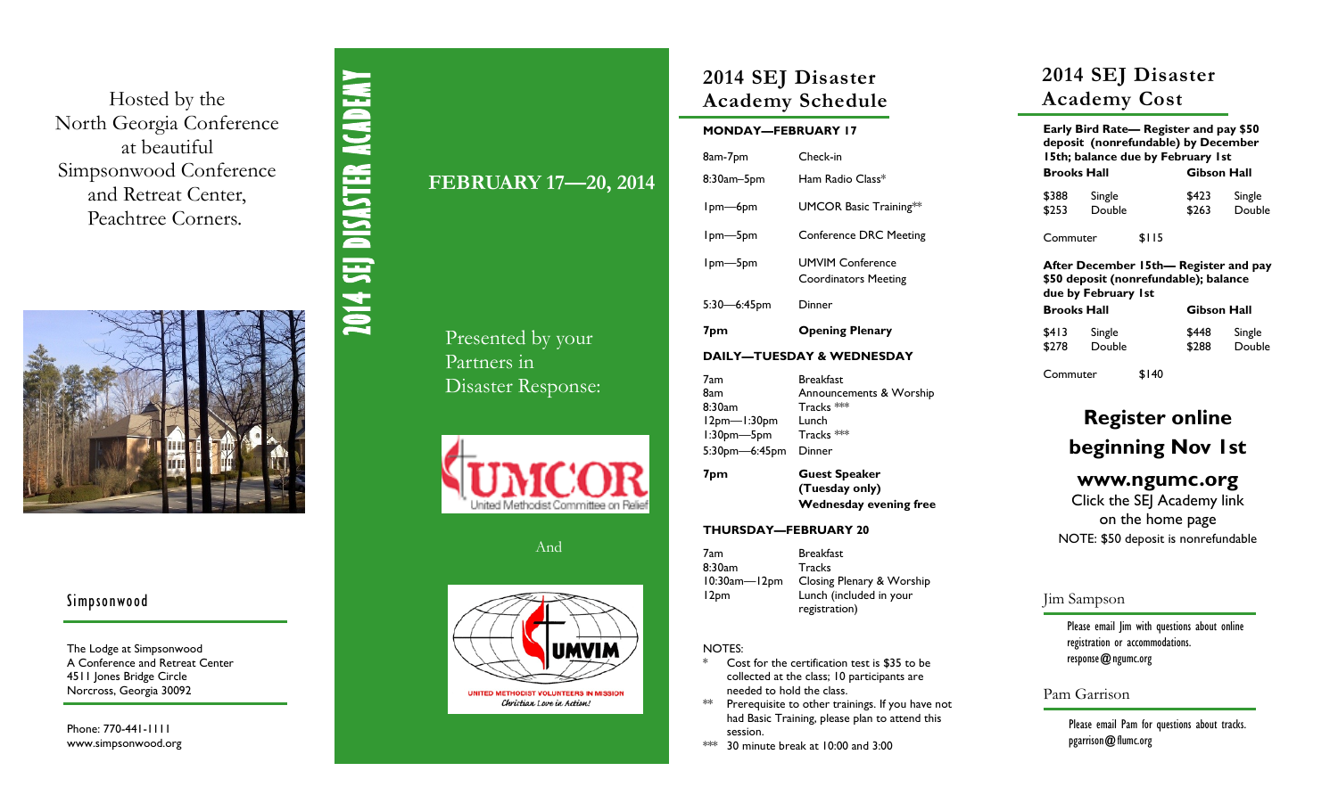Hosted by the
North Georgia Conference
at beautiful
Simpsonwood Conference
and Retreat Center,
Peachtree Corners.

## Simpsonwood

The Lodge at Simpsonwood
A Conference and Retreat Center
4511 Jones Bridge Circle
Norcross, Georgia 30092

Phone: 770-441-1111
www.simpsonwood.org

# 2014 SEJ DISASTER ACADEMY

**FEBRUARY 17—20, 2014**

Presented by your
Partners in
Disaster Response:

UMCOR
United Methodist Committee on Relief

And

UMVIM
UNITED METHODIST VOLUNTEERS IN MISSION
*Christian Love in Action!*

## 2014 SEJ Disaster Academy Schedule

**MONDAY—FEBRUARY 17**

| | |
|---|---|
| 8am-7pm | Check-in |
| 8:30am–5pm | Ham Radio Class* |
| 1pm—6pm | UMCOR Basic Training** |
| 1pm—5pm | Conference DRC Meeting |
| 1pm—5pm | UMVIM Conference Coordinators Meeting |
| 5:30—6:45pm | Dinner |
| **7pm** | **Opening Plenary** |

**DAILY—TUESDAY & WEDNESDAY**

| | |
|---|---|
| 7am | Breakfast |
| 8am | Announcements & Worship |
| 8:30am | Tracks *** |
| 12pm—1:30pm | Lunch |
| 1:30pm—5pm | Tracks *** |
| 5:30pm—6:45pm | Dinner |
| **7pm** | **Guest Speaker (Tuesday only)** **Wednesday evening free** |

**THURSDAY—FEBRUARY 20**

| | |
|---|---|
| 7am | Breakfast |
| 8:30am | Tracks |
| 10:30am—12pm | Closing Plenary & Worship |
| 12pm | Lunch (included in your registration) |

NOTES:
* Cost for the certification test is $35 to be collected at the class; 10 participants are needed to hold the class.
** Prerequisite to other trainings. If you have not had Basic Training, please plan to attend this session.
*** 30 minute break at 10:00 and 3:00

## 2014 SEJ Disaster Academy Cost

**Early Bird Rate— Register and pay $50 deposit (nonrefundable) by December 15th; balance due by February 1st**

| Brooks Hall | | Gibson Hall | |
|---|---|---|---|
| $388 | Single | $423 | Single |
| $253 | Double | $263 | Double |

Commuter $115

**After December 15th— Register and pay $50 deposit (nonrefundable); balance due by February 1st**

| Brooks Hall | | Gibson Hall | |
|---|---|---|---|
| $413 | Single | $448 | Single |
| $278 | Double | $288 | Double |

Commuter $140

**Register online beginning Nov 1st**

**www.ngumc.org**
Click the SEJ Academy link on the home page
NOTE: $50 deposit is nonrefundable

### Jim Sampson

Please email Jim with questions about online registration or accommodations.
response@ngumc.org

### Pam Garrison

Please email Pam for questions about tracks.
pgarrison@flumc.org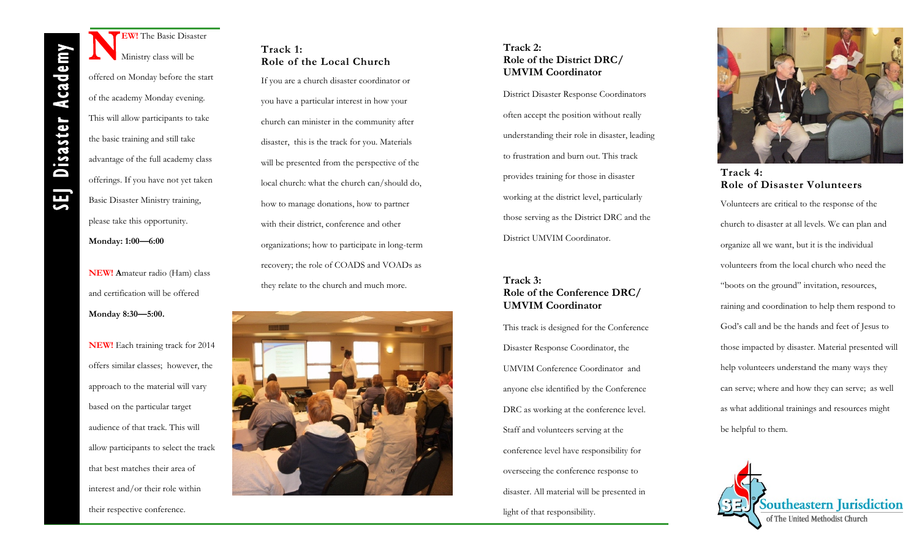# SEJ Disaster Academy

**NEW!** The Basic Disaster Ministry class will be offered on Monday before the start of the academy Monday evening. This will allow participants to take the basic training and still take advantage of the full academy class offerings. If you have not yet taken Basic Disaster Ministry training, please take this opportunity.

**Monday: 1:00—6:00**

**NEW! A**mateur radio (Ham) class and certification will be offered **Monday 8:30—5:00.**

**NEW!** Each training track for 2014 offers similar classes; however, the approach to the material will vary based on the particular target audience of that track. This will allow participants to select the track that best matches their area of interest and/or their role within their respective conference.

## Track 1: Role of the Local Church

If you are a church disaster coordinator or you have a particular interest in how your church can minister in the community after disaster, this is the track for you. Materials will be presented from the perspective of the local church: what the church can/should do, how to manage donations, how to partner with their district, conference and other organizations; how to participate in long-term recovery; the role of COADS and VOADs as they relate to the church and much more.

## Track 2: Role of the District DRC/ UMVIM Coordinator

District Disaster Response Coordinators often accept the position without really understanding their role in disaster, leading to frustration and burn out. This track provides training for those in disaster working at the district level, particularly those serving as the District DRC and the District UMVIM Coordinator.

## Track 3: Role of the Conference DRC/ UMVIM Coordinator

This track is designed for the Conference Disaster Response Coordinator, the UMVIM Conference Coordinator and anyone else identified by the Conference DRC as working at the conference level. Staff and volunteers serving at the conference level have responsibility for overseeing the conference response to disaster. All material will be presented in light of that responsibility.

## Track 4: Role of Disaster Volunteers

Volunteers are critical to the response of the church to disaster at all levels. We can plan and organize all we want, but it is the individual volunteers from the local church who need the "boots on the ground" invitation, resources, raining and coordination to help them respond to God's call and be the hands and feet of Jesus to those impacted by disaster. Material presented will help volunteers understand the many ways they can serve; where and how they can serve; as well as what additional trainings and resources might be helpful to them.

SEJ Southeastern Jurisdiction of The United Methodist Church